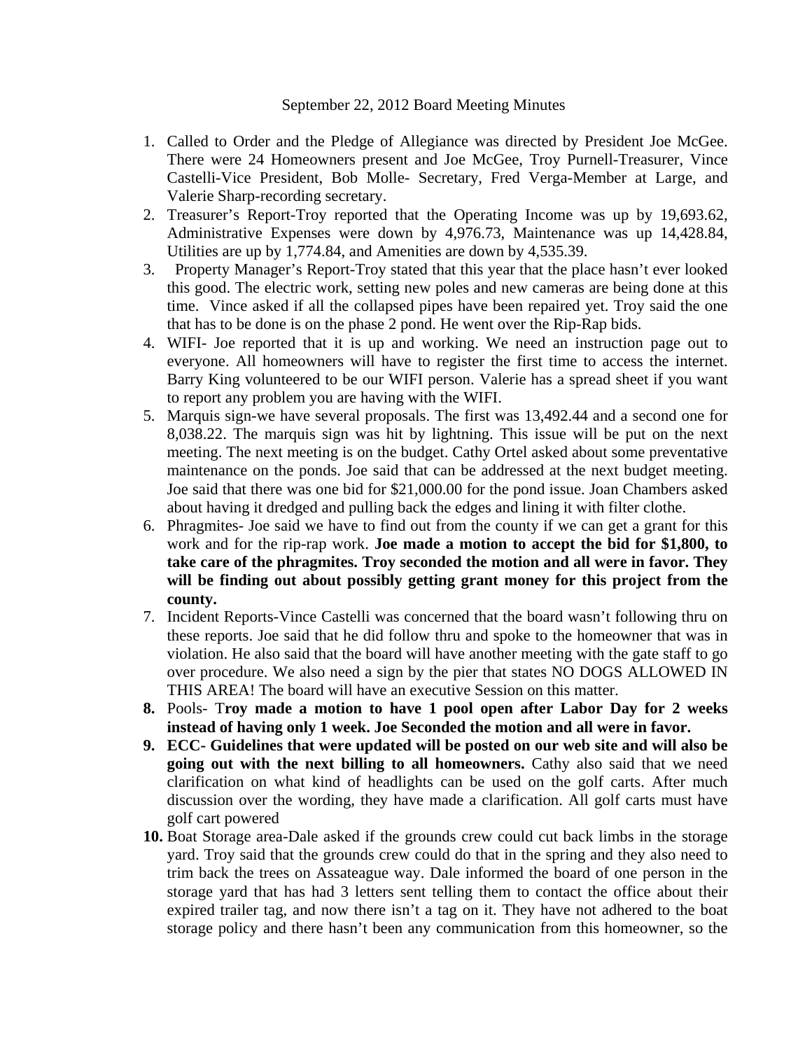September 22, 2012 Board Meeting Minutes

1. Called to Order and the Pledge of Allegiance was directed by President Joe McGee. There were 24 Homeowners present and Joe McGee, Troy Purnell-Treasurer, Vince Castelli-Vice President, Bob Molle- Secretary, Fred Verga-Member at Large, and Valerie Sharp-recording secretary.
2. Treasurer's Report-Troy reported that the Operating Income was up by 19,693.62, Administrative Expenses were down by 4,976.73, Maintenance was up 14,428.84, Utilities are up by 1,774.84, and Amenities are down by 4,535.39.
3. Property Manager's Report-Troy stated that this year that the place hasn't ever looked this good. The electric work, setting new poles and new cameras are being done at this time. Vince asked if all the collapsed pipes have been repaired yet. Troy said the one that has to be done is on the phase 2 pond. He went over the Rip-Rap bids.
4. WIFI- Joe reported that it is up and working. We need an instruction page out to everyone. All homeowners will have to register the first time to access the internet. Barry King volunteered to be our WIFI person. Valerie has a spread sheet if you want to report any problem you are having with the WIFI.
5. Marquis sign-we have several proposals. The first was 13,492.44 and a second one for 8,038.22. The marquis sign was hit by lightning. This issue will be put on the next meeting. The next meeting is on the budget. Cathy Ortel asked about some preventative maintenance on the ponds. Joe said that can be addressed at the next budget meeting. Joe said that there was one bid for $21,000.00 for the pond issue. Joan Chambers asked about having it dredged and pulling back the edges and lining it with filter clothe.
6. Phragmites- Joe said we have to find out from the county if we can get a grant for this work and for the rip-rap work. **Joe made a motion to accept the bid for $1,800, to take care of the phragmites. Troy seconded the motion and all were in favor. They will be finding out about possibly getting grant money for this project from the county.**
7. Incident Reports-Vince Castelli was concerned that the board wasn't following thru on these reports. Joe said that he did follow thru and spoke to the homeowner that was in violation. He also said that the board will have another meeting with the gate staff to go over procedure. We also need a sign by the pier that states NO DOGS ALLOWED IN THIS AREA! The board will have an executive Session on this matter.
8. Pools- T**roy made a motion to have 1 pool open after Labor Day for 2 weeks instead of having only 1 week. Joe Seconded the motion and all were in favor.**
9. **ECC- Guidelines that were updated will be posted on our web site and will also be going out with the next billing to all homeowners.** Cathy also said that we need clarification on what kind of headlights can be used on the golf carts. After much discussion over the wording, they have made a clarification. All golf carts must have golf cart powered
10. Boat Storage area-Dale asked if the grounds crew could cut back limbs in the storage yard. Troy said that the grounds crew could do that in the spring and they also need to trim back the trees on Assateague way. Dale informed the board of one person in the storage yard that has had 3 letters sent telling them to contact the office about their expired trailer tag, and now there isn't a tag on it. They have not adhered to the boat storage policy and there hasn't been any communication from this homeowner, so the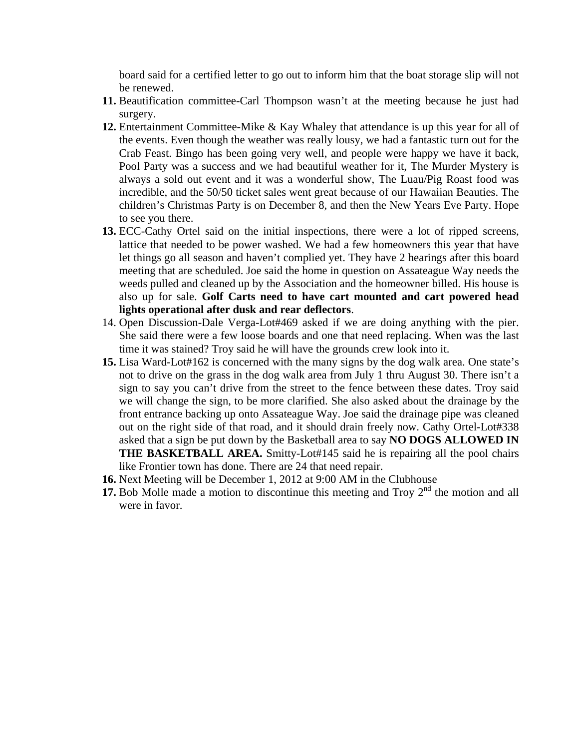board said for a certified letter to go out to inform him that the boat storage slip will not be renewed.

11. Beautification committee-Carl Thompson wasn't at the meeting because he just had surgery.
12. Entertainment Committee-Mike & Kay Whaley that attendance is up this year for all of the events. Even though the weather was really lousy, we had a fantastic turn out for the Crab Feast. Bingo has been going very well, and people were happy we have it back, Pool Party was a success and we had beautiful weather for it, The Murder Mystery is always a sold out event and it was a wonderful show, The Luau/Pig Roast food was incredible, and the 50/50 ticket sales went great because of our Hawaiian Beauties. The children's Christmas Party is on December 8, and then the New Years Eve Party. Hope to see you there.
13. ECC-Cathy Ortel said on the initial inspections, there were a lot of ripped screens, lattice that needed to be power washed. We had a few homeowners this year that have let things go all season and haven't complied yet. They have 2 hearings after this board meeting that are scheduled. Joe said the home in question on Assateague Way needs the weeds pulled and cleaned up by the Association and the homeowner billed. His house is also up for sale. **Golf Carts need to have cart mounted and cart powered head lights operational after dusk and rear deflectors**.
14. Open Discussion-Dale Verga-Lot#469 asked if we are doing anything with the pier. She said there were a few loose boards and one that need replacing. When was the last time it was stained? Troy said he will have the grounds crew look into it.
15. Lisa Ward-Lot#162 is concerned with the many signs by the dog walk area. One state's not to drive on the grass in the dog walk area from July 1 thru August 30. There isn't a sign to say you can't drive from the street to the fence between these dates. Troy said we will change the sign, to be more clarified. She also asked about the drainage by the front entrance backing up onto Assateague Way. Joe said the drainage pipe was cleaned out on the right side of that road, and it should drain freely now. Cathy Ortel-Lot#338 asked that a sign be put down by the Basketball area to say **NO DOGS ALLOWED IN THE BASKETBALL AREA.** Smitty-Lot#145 said he is repairing all the pool chairs like Frontier town has done. There are 24 that need repair.
16. Next Meeting will be December 1, 2012 at 9:00 AM in the Clubhouse
17. Bob Molle made a motion to discontinue this meeting and Troy 2nd the motion and all were in favor.